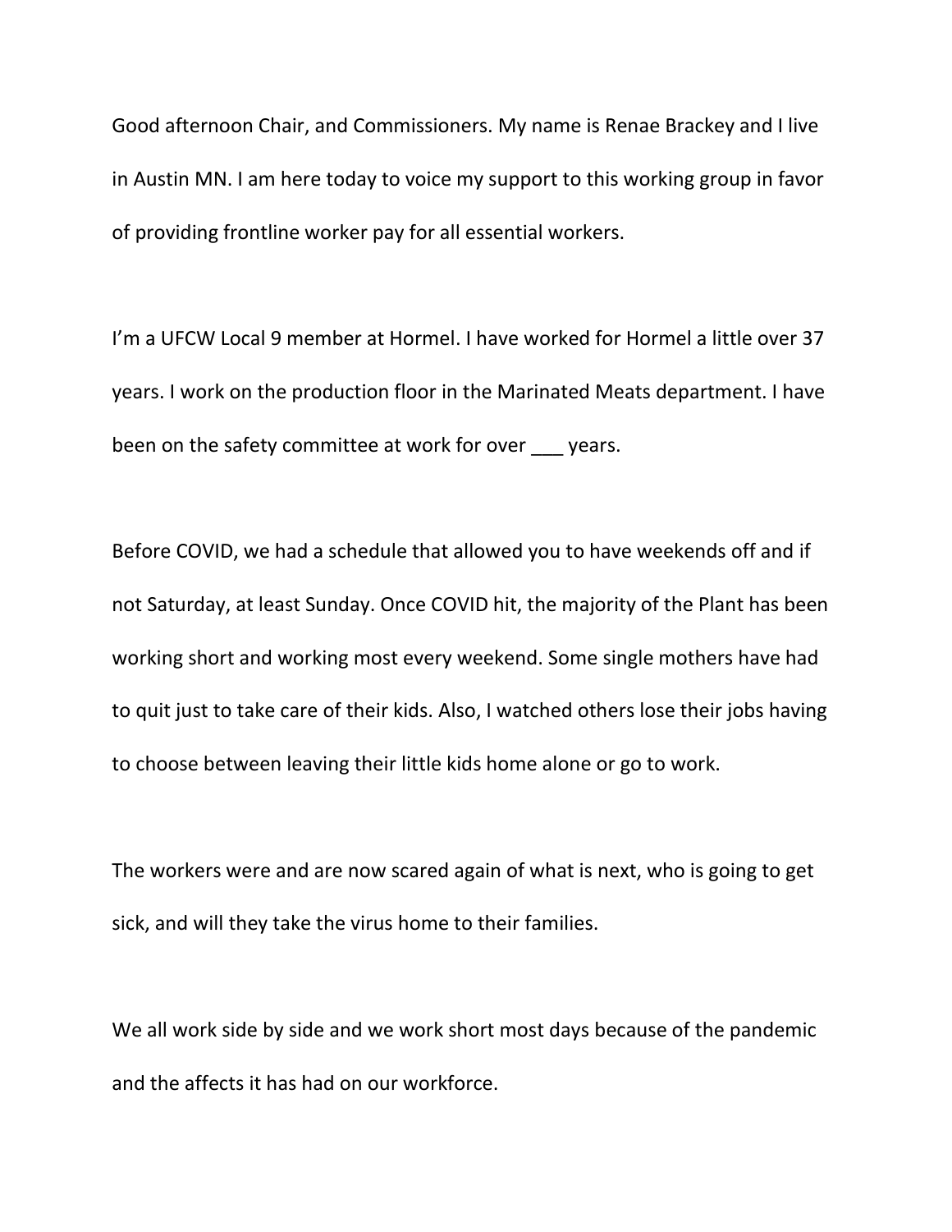Good afternoon Chair, and Commissioners. My name is Renae Brackey and I live in Austin MN. I am here today to voice my support to this working group in favor of providing frontline worker pay for all essential workers.

I'm a UFCW Local 9 member at Hormel. I have worked for Hormel a little over 37 years. I work on the production floor in the Marinated Meats department. I have been on the safety committee at work for over ___ years.

Before COVID, we had a schedule that allowed you to have weekends off and if not Saturday, at least Sunday. Once COVID hit, the majority of the Plant has been working short and working most every weekend. Some single mothers have had to quit just to take care of their kids. Also, I watched others lose their jobs having to choose between leaving their little kids home alone or go to work.

The workers were and are now scared again of what is next, who is going to get sick, and will they take the virus home to their families.

We all work side by side and we work short most days because of the pandemic and the affects it has had on our workforce.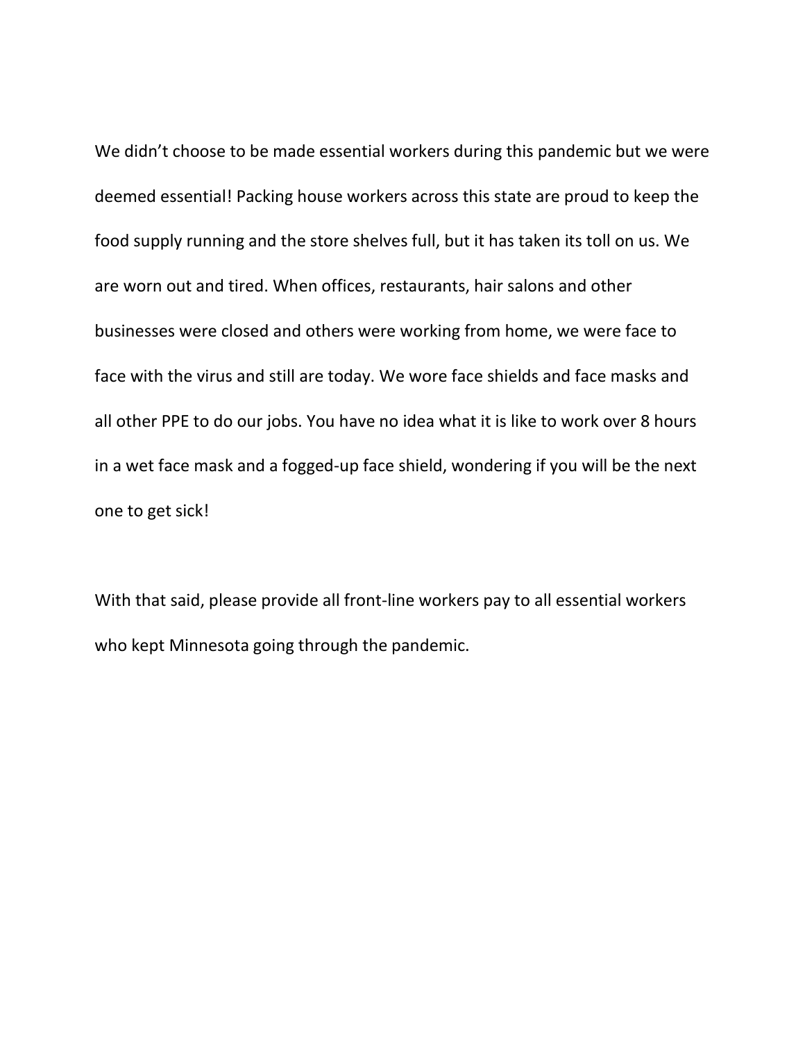We didn't choose to be made essential workers during this pandemic but we were deemed essential! Packing house workers across this state are proud to keep the food supply running and the store shelves full, but it has taken its toll on us. We are worn out and tired. When offices, restaurants, hair salons and other businesses were closed and others were working from home, we were face to face with the virus and still are today. We wore face shields and face masks and all other PPE to do our jobs. You have no idea what it is like to work over 8 hours in a wet face mask and a fogged-up face shield, wondering if you will be the next one to get sick!

With that said, please provide all front-line workers pay to all essential workers who kept Minnesota going through the pandemic.